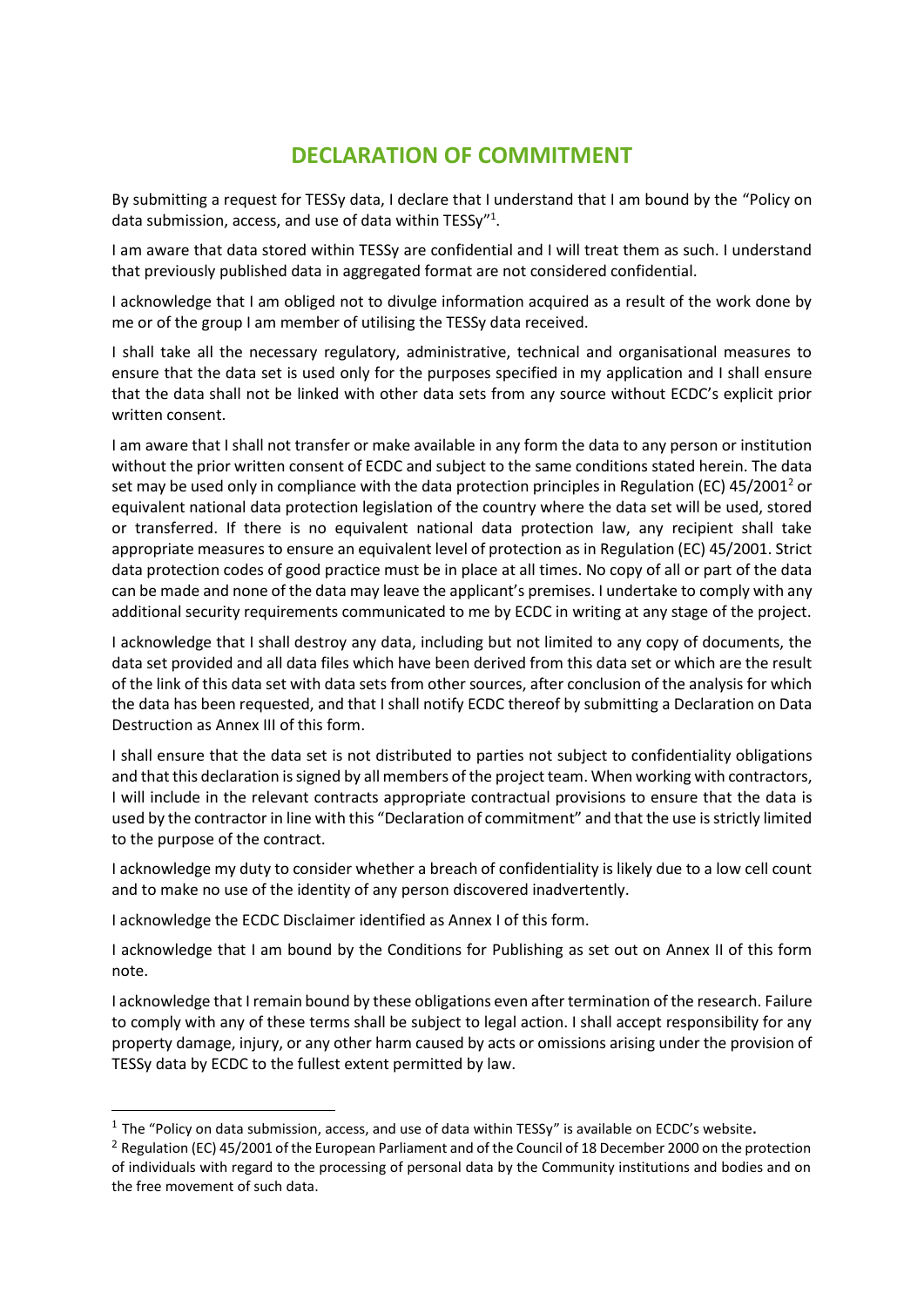# DECLARATION OF COMMITMENT

By submitting a request for TESSy data, I declare that I understand that I am bound by the "Policy on data submission, access, and use of data within TESSy"[1].

I am aware that data stored within TESSy are confidential and I will treat them as such. I understand that previously published data in aggregated format are not considered confidential.

I acknowledge that I am obliged not to divulge information acquired as a result of the work done by me or of the group I am member of utilising the TESSy data received.

I shall take all the necessary regulatory, administrative, technical and organisational measures to ensure that the data set is used only for the purposes specified in my application and I shall ensure that the data shall not be linked with other data sets from any source without ECDC's explicit prior written consent.

I am aware that I shall not transfer or make available in any form the data to any person or institution without the prior written consent of ECDC and subject to the same conditions stated herein. The data set may be used only in compliance with the data protection principles in Regulation (EC) 45/2001[2] or equivalent national data protection legislation of the country where the data set will be used, stored or transferred. If there is no equivalent national data protection law, any recipient shall take appropriate measures to ensure an equivalent level of protection as in Regulation (EC) 45/2001. Strict data protection codes of good practice must be in place at all times. No copy of all or part of the data can be made and none of the data may leave the applicant's premises. I undertake to comply with any additional security requirements communicated to me by ECDC in writing at any stage of the project.

I acknowledge that I shall destroy any data, including but not limited to any copy of documents, the data set provided and all data files which have been derived from this data set or which are the result of the link of this data set with data sets from other sources, after conclusion of the analysis for which the data has been requested, and that I shall notify ECDC thereof by submitting a Declaration on Data Destruction as Annex III of this form.

I shall ensure that the data set is not distributed to parties not subject to confidentiality obligations and that this declaration is signed by all members of the project team. When working with contractors, I will include in the relevant contracts appropriate contractual provisions to ensure that the data is used by the contractor in line with this "Declaration of commitment" and that the use is strictly limited to the purpose of the contract.

I acknowledge my duty to consider whether a breach of confidentiality is likely due to a low cell count and to make no use of the identity of any person discovered inadvertently.

I acknowledge the ECDC Disclaimer identified as Annex I of this form.

I acknowledge that I am bound by the Conditions for Publishing as set out on Annex II of this form note.

I acknowledge that I remain bound by these obligations even after termination of the research. Failure to comply with any of these terms shall be subject to legal action. I shall accept responsibility for any property damage, injury, or any other harm caused by acts or omissions arising under the provision of TESSy data by ECDC to the fullest extent permitted by law.

---

[1] The "Policy on data submission, access, and use of data within TESSy" is available on ECDC's website.

[2] Regulation (EC) 45/2001 of the European Parliament and of the Council of 18 December 2000 on the protection of individuals with regard to the processing of personal data by the Community institutions and bodies and on the free movement of such data.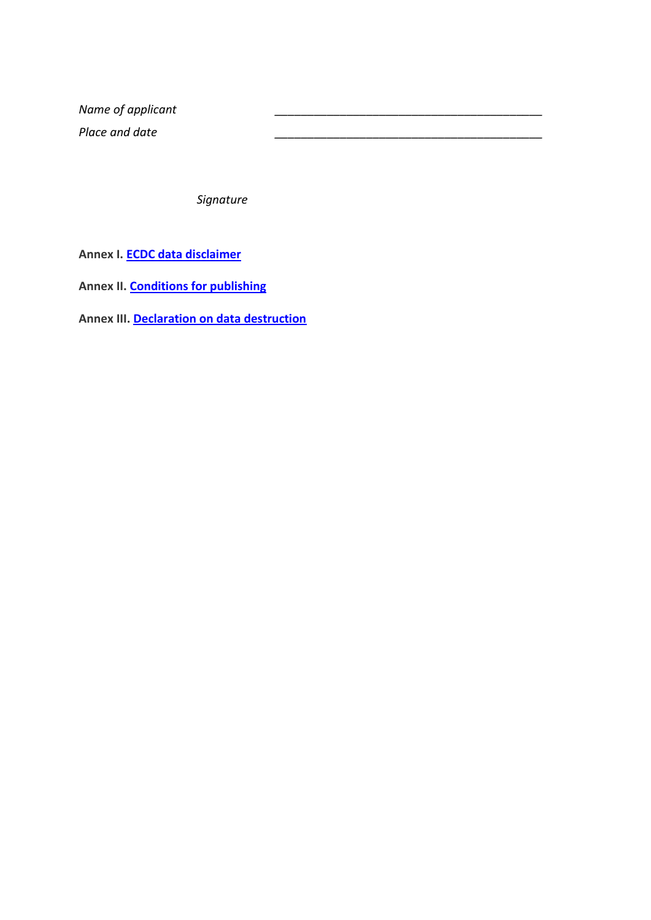*Name of applicant* \_\_\_\_\_\_\_\_\_\_\_\_\_\_\_\_\_\_\_\_\_\_\_\_\_\_\_\_\_\_\_\_\_\_\_\_\_\_\_\_\_\_\_\_

*Place and date* \_\_\_\_\_\_\_\_\_\_\_\_\_\_\_\_\_\_\_\_\_\_\_\_\_\_\_\_\_\_\_\_\_\_\_\_\_\_\_\_\_\_\_\_

*Signature*

**Annex I. ECDC data disclaimer**

**Annex II. Conditions for publishing**

**Annex III. Declaration on data destruction**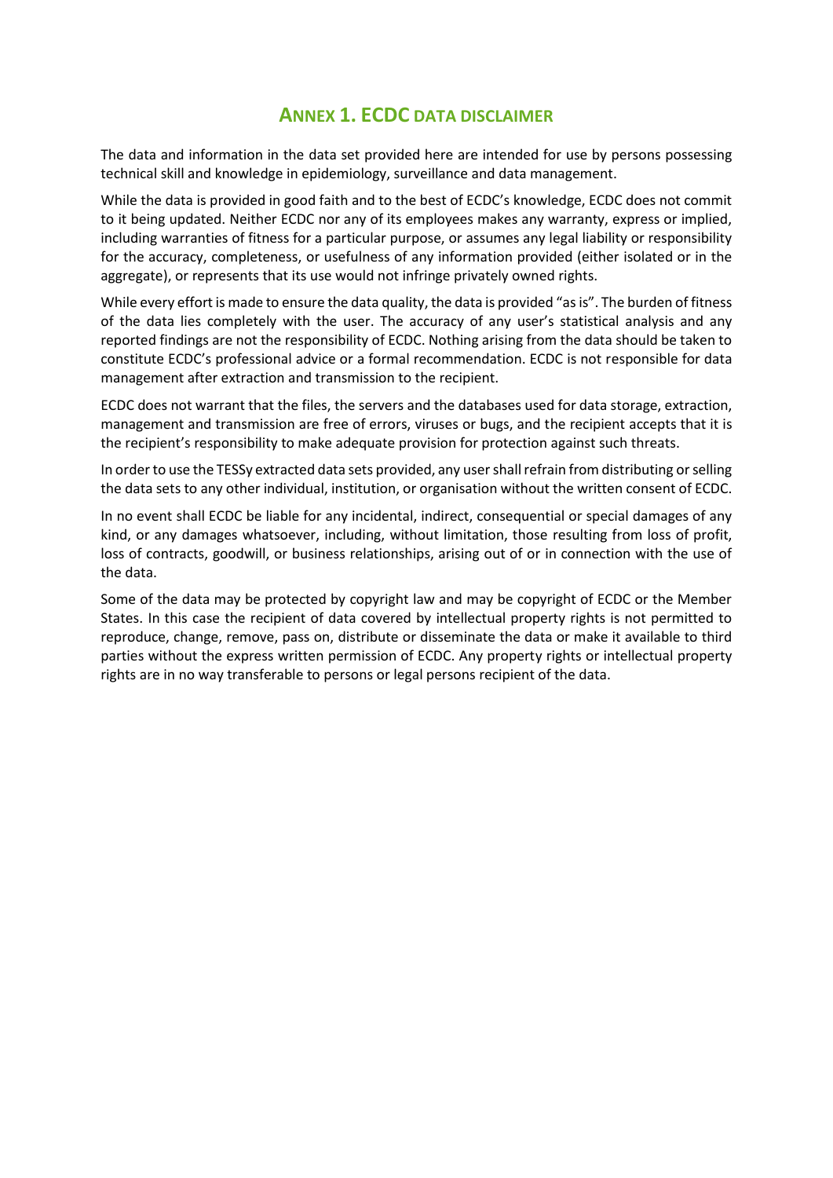## ANNEX 1. ECDC DATA DISCLAIMER

The data and information in the data set provided here are intended for use by persons possessing technical skill and knowledge in epidemiology, surveillance and data management.

While the data is provided in good faith and to the best of ECDC's knowledge, ECDC does not commit to it being updated. Neither ECDC nor any of its employees makes any warranty, express or implied, including warranties of fitness for a particular purpose, or assumes any legal liability or responsibility for the accuracy, completeness, or usefulness of any information provided (either isolated or in the aggregate), or represents that its use would not infringe privately owned rights.

While every effort is made to ensure the data quality, the data is provided "as is". The burden of fitness of the data lies completely with the user. The accuracy of any user's statistical analysis and any reported findings are not the responsibility of ECDC. Nothing arising from the data should be taken to constitute ECDC's professional advice or a formal recommendation. ECDC is not responsible for data management after extraction and transmission to the recipient.

ECDC does not warrant that the files, the servers and the databases used for data storage, extraction, management and transmission are free of errors, viruses or bugs, and the recipient accepts that it is the recipient's responsibility to make adequate provision for protection against such threats.

In order to use the TESSy extracted data sets provided, any user shall refrain from distributing or selling the data sets to any other individual, institution, or organisation without the written consent of ECDC.

In no event shall ECDC be liable for any incidental, indirect, consequential or special damages of any kind, or any damages whatsoever, including, without limitation, those resulting from loss of profit, loss of contracts, goodwill, or business relationships, arising out of or in connection with the use of the data.

Some of the data may be protected by copyright law and may be copyright of ECDC or the Member States. In this case the recipient of data covered by intellectual property rights is not permitted to reproduce, change, remove, pass on, distribute or disseminate the data or make it available to third parties without the express written permission of ECDC. Any property rights or intellectual property rights are in no way transferable to persons or legal persons recipient of the data.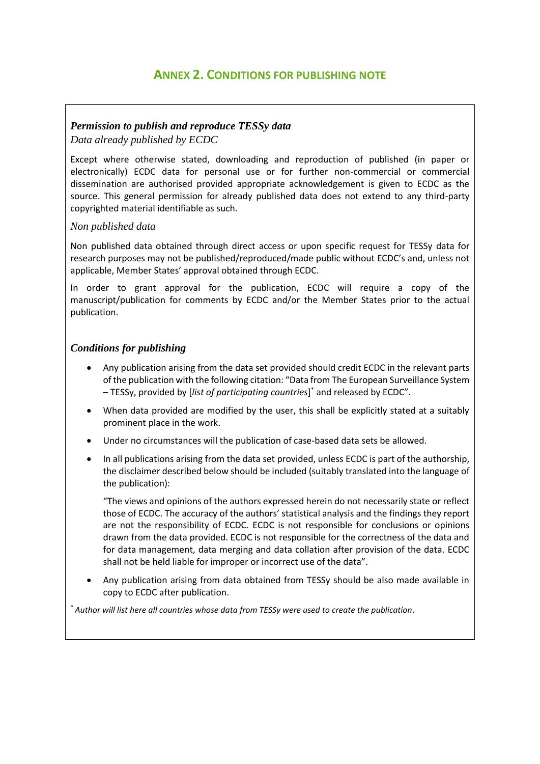## Annex 2. Conditions for publishing note

***Permission to publish and reproduce TESSy data***

*Data already published by ECDC*

Except where otherwise stated, downloading and reproduction of published (in paper or electronically) ECDC data for personal use or for further non-commercial or commercial dissemination are authorised provided appropriate acknowledgement is given to ECDC as the source. This general permission for already published data does not extend to any third-party copyrighted material identifiable as such.

*Non published data*

Non published data obtained through direct access or upon specific request for TESSy data for research purposes may not be published/reproduced/made public without ECDC's and, unless not applicable, Member States' approval obtained through ECDC.

In order to grant approval for the publication, ECDC will require a copy of the manuscript/publication for comments by ECDC and/or the Member States prior to the actual publication.

***Conditions for publishing***

- Any publication arising from the data set provided should credit ECDC in the relevant parts of the publication with the following citation: "Data from The European Surveillance System – TESSy, provided by [*list of participating countries*][*] and released by ECDC".
- When data provided are modified by the user, this shall be explicitly stated at a suitably prominent place in the work.
- Under no circumstances will the publication of case-based data sets be allowed.
- In all publications arising from the data set provided, unless ECDC is part of the authorship, the disclaimer described below should be included (suitably translated into the language of the publication):

  "The views and opinions of the authors expressed herein do not necessarily state or reflect those of ECDC. The accuracy of the authors' statistical analysis and the findings they report are not the responsibility of ECDC. ECDC is not responsible for conclusions or opinions drawn from the data provided. ECDC is not responsible for the correctness of the data and for data management, data merging and data collation after provision of the data. ECDC shall not be held liable for improper or incorrect use of the data".
- Any publication arising from data obtained from TESSy should be also made available in copy to ECDC after publication.

[*] *Author will list here all countries whose data from TESSy were used to create the publication*.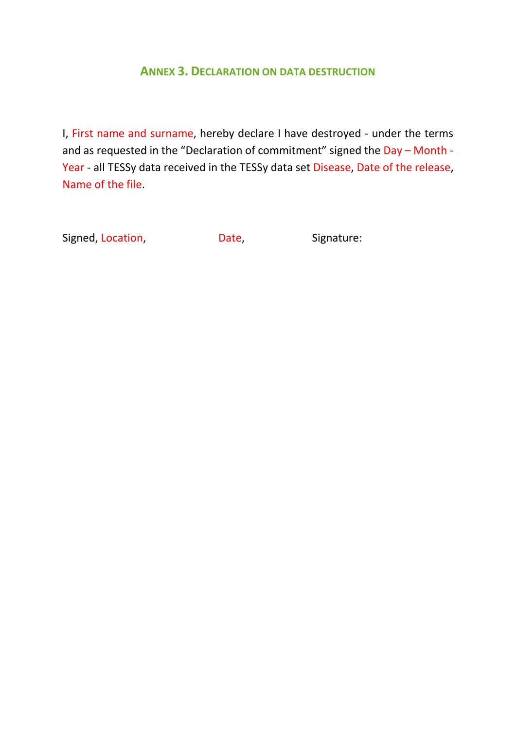## ANNEX 3. DECLARATION ON DATA DESTRUCTION

I, First name and surname, hereby declare I have destroyed - under the terms and as requested in the "Declaration of commitment" signed the Day – Month - Year - all TESSy data received in the TESSy data set Disease, Date of the release, Name of the file.

Signed, Location, Date, Signature: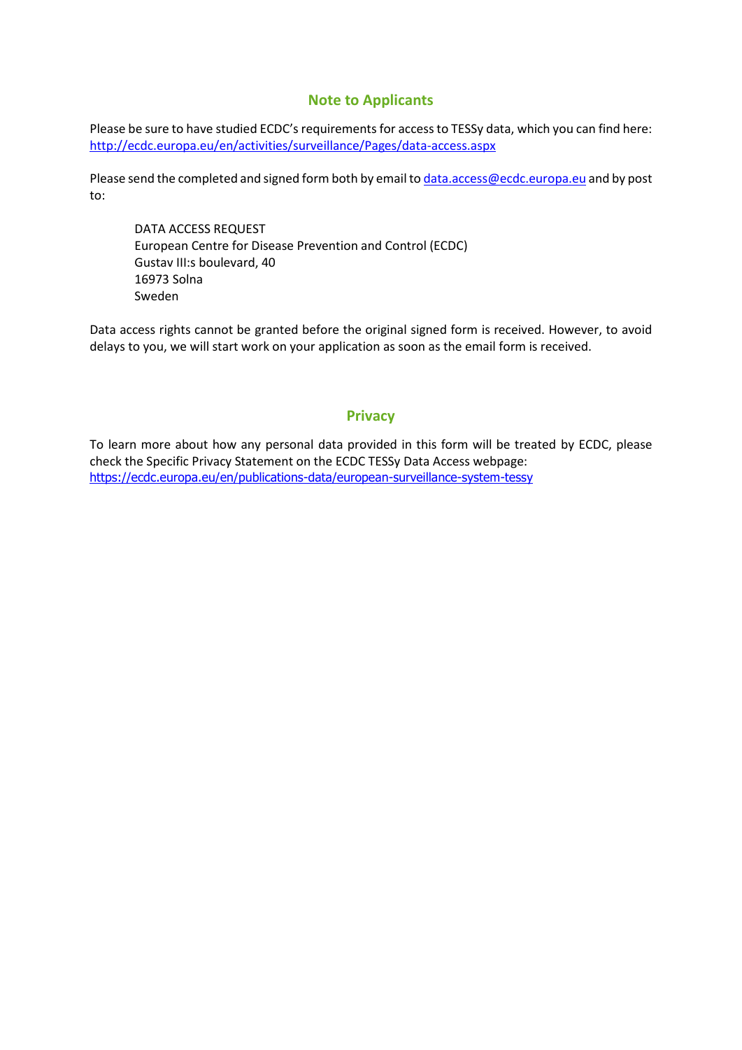## Note to Applicants

Please be sure to have studied ECDC's requirements for access to TESSy data, which you can find here: http://ecdc.europa.eu/en/activities/surveillance/Pages/data-access.aspx

Please send the completed and signed form both by email to data.access@ecdc.europa.eu and by post to:

DATA ACCESS REQUEST
European Centre for Disease Prevention and Control (ECDC)
Gustav III:s boulevard, 40
16973 Solna
Sweden

Data access rights cannot be granted before the original signed form is received. However, to avoid delays to you, we will start work on your application as soon as the email form is received.

## Privacy

To learn more about how any personal data provided in this form will be treated by ECDC, please check the Specific Privacy Statement on the ECDC TESSy Data Access webpage: https://ecdc.europa.eu/en/publications-data/european-surveillance-system-tessy